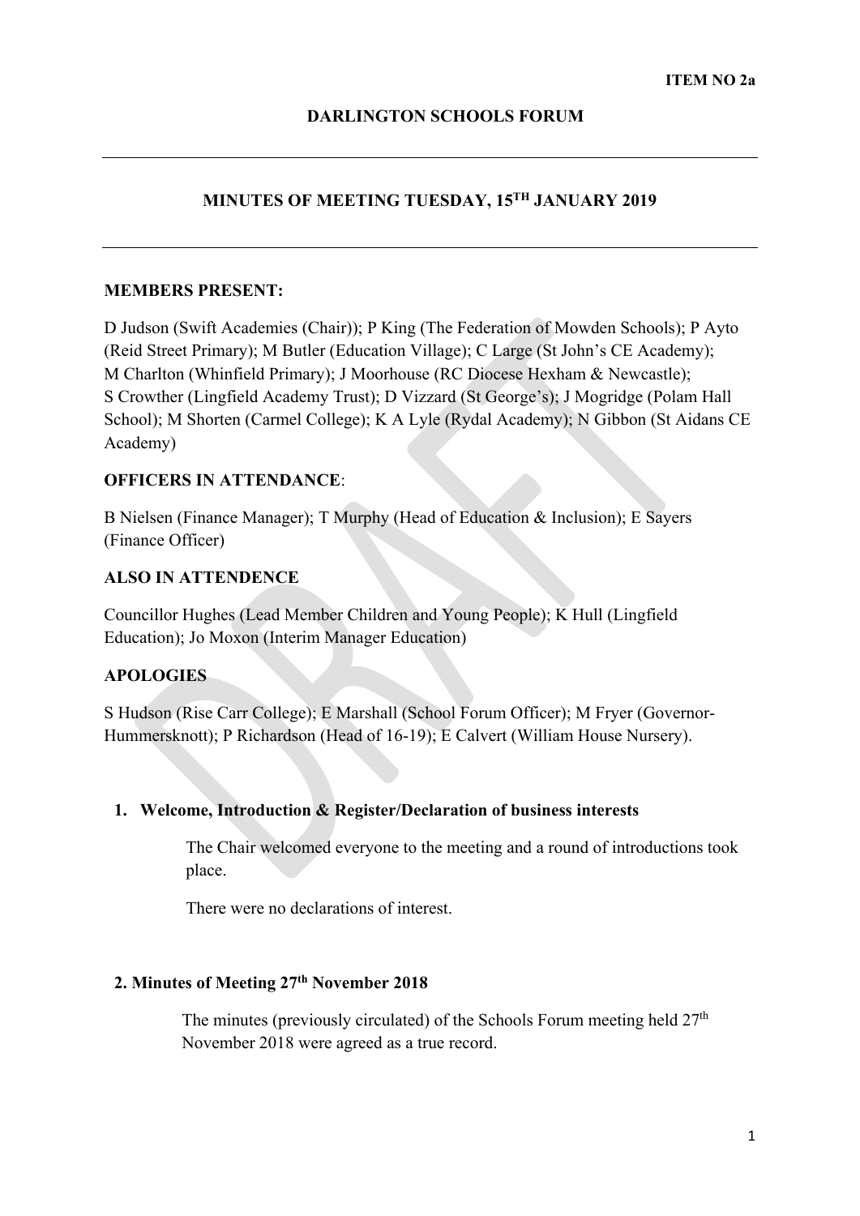**ITEM NO 2a**

# DARLINGTON SCHOOLS FORUM

---

## MINUTES OF MEETING TUESDAY, 15TH JANUARY 2019

---

**MEMBERS PRESENT:**

D Judson (Swift Academies (Chair)); P King (The Federation of Mowden Schools); P Ayto (Reid Street Primary); M Butler (Education Village); C Large (St John's CE Academy); M Charlton (Whinfield Primary); J Moorhouse (RC Diocese Hexham & Newcastle); S Crowther (Lingfield Academy Trust); D Vizzard (St George's); J Mogridge (Polam Hall School); M Shorten (Carmel College); K A Lyle (Rydal Academy); N Gibbon (St Aidans CE Academy)

**OFFICERS IN ATTENDANCE**:

B Nielsen (Finance Manager); T Murphy (Head of Education & Inclusion); E Sayers (Finance Officer)

**ALSO IN ATTENDENCE**

Councillor Hughes (Lead Member Children and Young People); K Hull (Lingfield Education); Jo Moxon (Interim Manager Education)

**APOLOGIES**

S Hudson (Rise Carr College); E Marshall (School Forum Officer); M Fryer (Governor-Hummersknott); P Richardson (Head of 16-19); E Calvert (William House Nursery).

**1. Welcome, Introduction & Register/Declaration of business interests**

The Chair welcomed everyone to the meeting and a round of introductions took place.

There were no declarations of interest.

**2. Minutes of Meeting 27th November 2018**

The minutes (previously circulated) of the Schools Forum meeting held 27th November 2018 were agreed as a true record.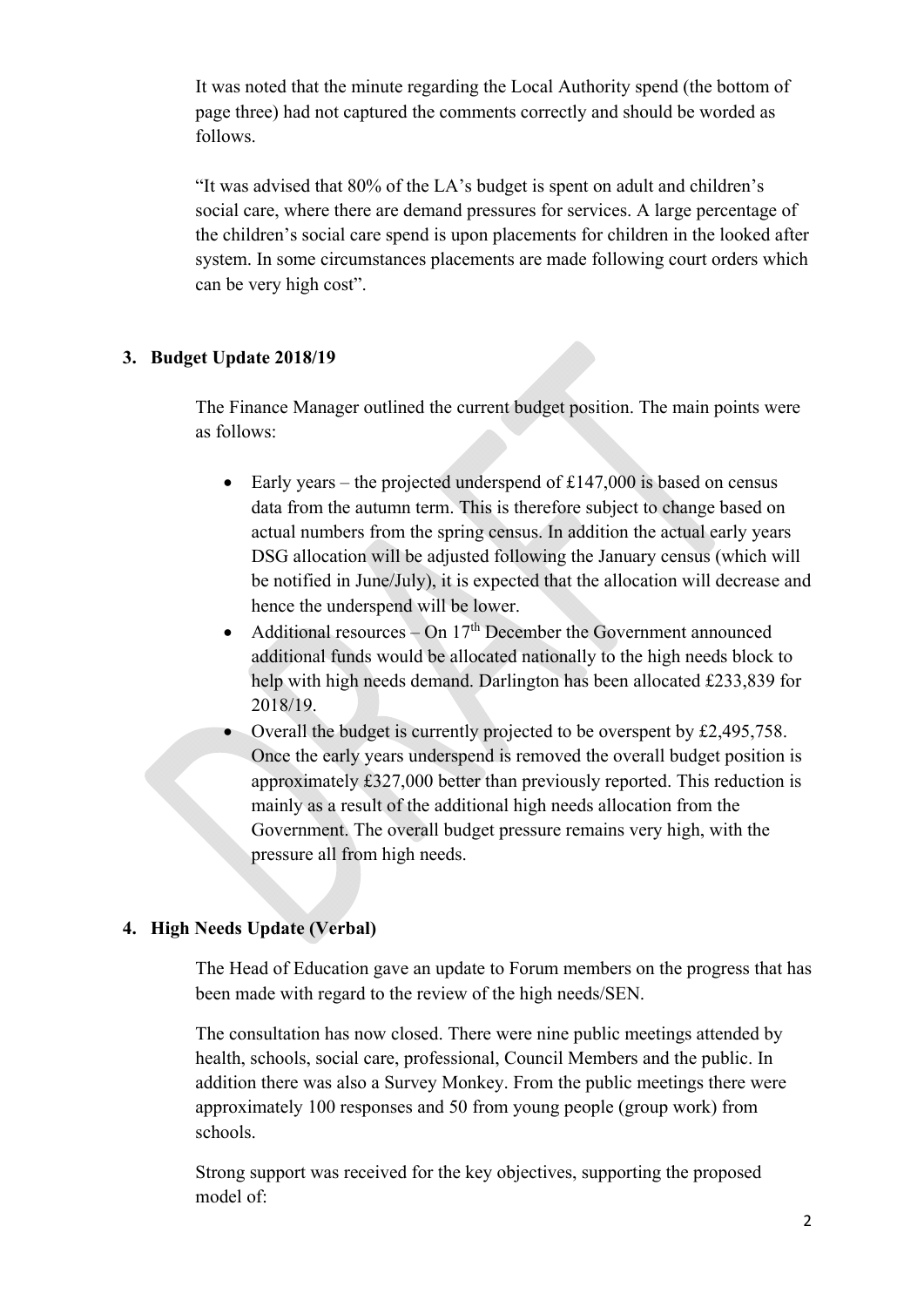It was noted that the minute regarding the Local Authority spend (the bottom of page three) had not captured the comments correctly and should be worded as follows.

"It was advised that 80% of the LA's budget is spent on adult and children's social care, where there are demand pressures for services. A large percentage of the children's social care spend is upon placements for children in the looked after system. In some circumstances placements are made following court orders which can be very high cost".

## 3. Budget Update 2018/19

The Finance Manager outlined the current budget position. The main points were as follows:

- Early years – the projected underspend of £147,000 is based on census data from the autumn term. This is therefore subject to change based on actual numbers from the spring census. In addition the actual early years DSG allocation will be adjusted following the January census (which will be notified in June/July), it is expected that the allocation will decrease and hence the underspend will be lower.
- Additional resources – On 17th December the Government announced additional funds would be allocated nationally to the high needs block to help with high needs demand. Darlington has been allocated £233,839 for 2018/19.
- Overall the budget is currently projected to be overspent by £2,495,758. Once the early years underspend is removed the overall budget position is approximately £327,000 better than previously reported. This reduction is mainly as a result of the additional high needs allocation from the Government. The overall budget pressure remains very high, with the pressure all from high needs.

## 4. High Needs Update (Verbal)

The Head of Education gave an update to Forum members on the progress that has been made with regard to the review of the high needs/SEN.

The consultation has now closed. There were nine public meetings attended by health, schools, social care, professional, Council Members and the public. In addition there was also a Survey Monkey. From the public meetings there were approximately 100 responses and 50 from young people (group work) from schools.

Strong support was received for the key objectives, supporting the proposed model of: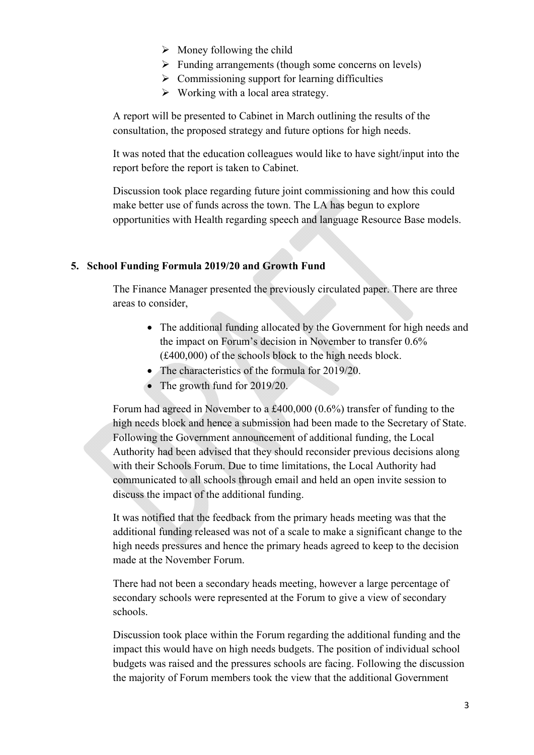- Money following the child
- Funding arrangements (though some concerns on levels)
- Commissioning support for learning difficulties
- Working with a local area strategy.

A report will be presented to Cabinet in March outlining the results of the consultation, the proposed strategy and future options for high needs.

It was noted that the education colleagues would like to have sight/input into the report before the report is taken to Cabinet.

Discussion took place regarding future joint commissioning and how this could make better use of funds across the town. The LA has begun to explore opportunities with Health regarding speech and language Resource Base models.

## 5. School Funding Formula 2019/20 and Growth Fund

The Finance Manager presented the previously circulated paper. There are three areas to consider,

- The additional funding allocated by the Government for high needs and the impact on Forum's decision in November to transfer 0.6% (£400,000) of the schools block to the high needs block.
- The characteristics of the formula for 2019/20.
- The growth fund for 2019/20.

Forum had agreed in November to a £400,000 (0.6%) transfer of funding to the high needs block and hence a submission had been made to the Secretary of State. Following the Government announcement of additional funding, the Local Authority had been advised that they should reconsider previous decisions along with their Schools Forum. Due to time limitations, the Local Authority had communicated to all schools through email and held an open invite session to discuss the impact of the additional funding.

It was notified that the feedback from the primary heads meeting was that the additional funding released was not of a scale to make a significant change to the high needs pressures and hence the primary heads agreed to keep to the decision made at the November Forum.

There had not been a secondary heads meeting, however a large percentage of secondary schools were represented at the Forum to give a view of secondary schools.

Discussion took place within the Forum regarding the additional funding and the impact this would have on high needs budgets. The position of individual school budgets was raised and the pressures schools are facing. Following the discussion the majority of Forum members took the view that the additional Government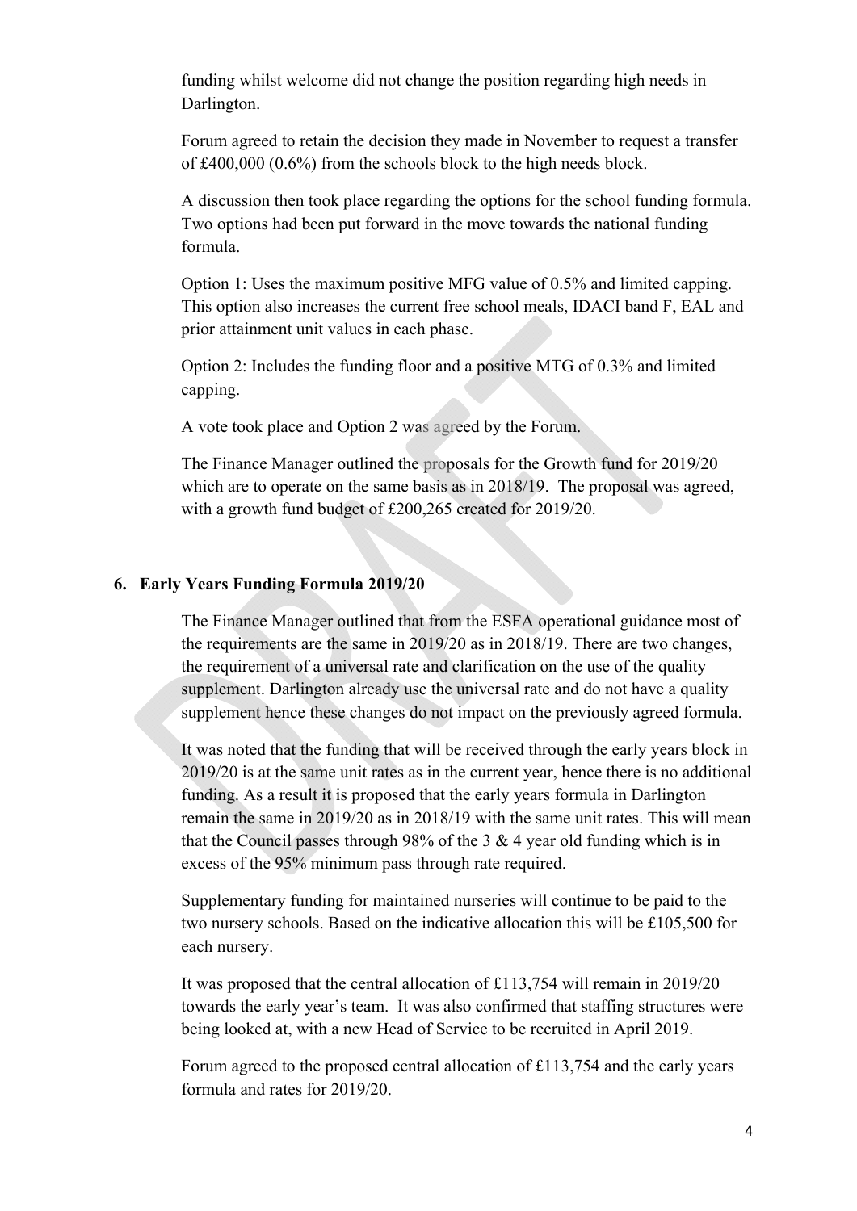funding whilst welcome did not change the position regarding high needs in Darlington.

Forum agreed to retain the decision they made in November to request a transfer of £400,000 (0.6%) from the schools block to the high needs block.

A discussion then took place regarding the options for the school funding formula. Two options had been put forward in the move towards the national funding formula.

Option 1: Uses the maximum positive MFG value of 0.5% and limited capping. This option also increases the current free school meals, IDACI band F, EAL and prior attainment unit values in each phase.

Option 2: Includes the funding floor and a positive MTG of 0.3% and limited capping.

A vote took place and Option 2 was agreed by the Forum.

The Finance Manager outlined the proposals for the Growth fund for 2019/20 which are to operate on the same basis as in 2018/19. The proposal was agreed, with a growth fund budget of £200,265 created for 2019/20.

## 6. Early Years Funding Formula 2019/20

The Finance Manager outlined that from the ESFA operational guidance most of the requirements are the same in 2019/20 as in 2018/19. There are two changes, the requirement of a universal rate and clarification on the use of the quality supplement. Darlington already use the universal rate and do not have a quality supplement hence these changes do not impact on the previously agreed formula.

It was noted that the funding that will be received through the early years block in 2019/20 is at the same unit rates as in the current year, hence there is no additional funding. As a result it is proposed that the early years formula in Darlington remain the same in 2019/20 as in 2018/19 with the same unit rates. This will mean that the Council passes through 98% of the 3 & 4 year old funding which is in excess of the 95% minimum pass through rate required.

Supplementary funding for maintained nurseries will continue to be paid to the two nursery schools. Based on the indicative allocation this will be £105,500 for each nursery.

It was proposed that the central allocation of £113,754 will remain in 2019/20 towards the early year's team. It was also confirmed that staffing structures were being looked at, with a new Head of Service to be recruited in April 2019.

Forum agreed to the proposed central allocation of £113,754 and the early years formula and rates for 2019/20.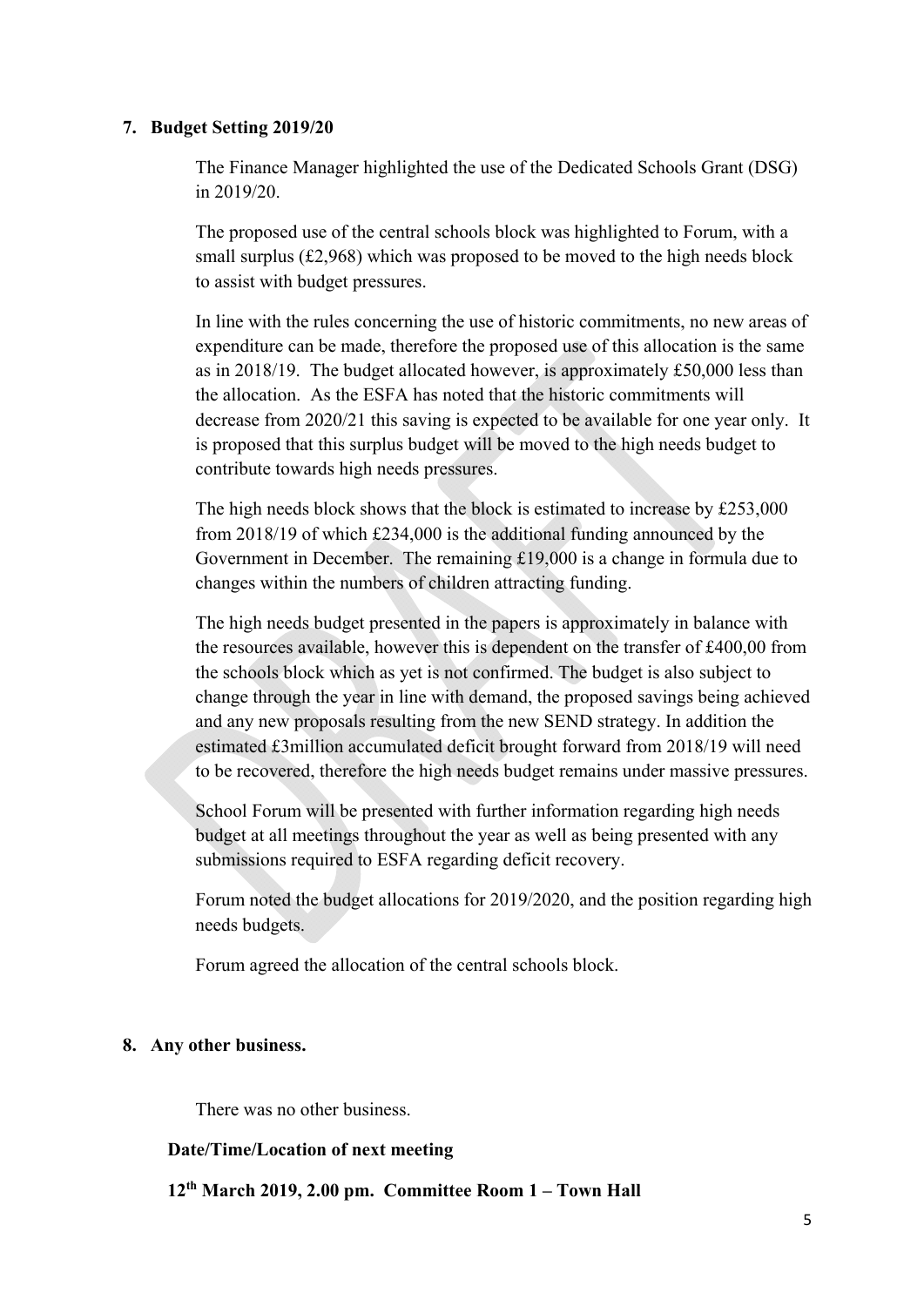## 7. Budget Setting 2019/20

The Finance Manager highlighted the use of the Dedicated Schools Grant (DSG) in 2019/20.

The proposed use of the central schools block was highlighted to Forum, with a small surplus (£2,968) which was proposed to be moved to the high needs block to assist with budget pressures.

In line with the rules concerning the use of historic commitments, no new areas of expenditure can be made, therefore the proposed use of this allocation is the same as in 2018/19. The budget allocated however, is approximately £50,000 less than the allocation. As the ESFA has noted that the historic commitments will decrease from 2020/21 this saving is expected to be available for one year only. It is proposed that this surplus budget will be moved to the high needs budget to contribute towards high needs pressures.

The high needs block shows that the block is estimated to increase by £253,000 from 2018/19 of which £234,000 is the additional funding announced by the Government in December. The remaining £19,000 is a change in formula due to changes within the numbers of children attracting funding.

The high needs budget presented in the papers is approximately in balance with the resources available, however this is dependent on the transfer of £400,00 from the schools block which as yet is not confirmed. The budget is also subject to change through the year in line with demand, the proposed savings being achieved and any new proposals resulting from the new SEND strategy. In addition the estimated £3million accumulated deficit brought forward from 2018/19 will need to be recovered, therefore the high needs budget remains under massive pressures.

School Forum will be presented with further information regarding high needs budget at all meetings throughout the year as well as being presented with any submissions required to ESFA regarding deficit recovery.

Forum noted the budget allocations for 2019/2020, and the position regarding high needs budgets.

Forum agreed the allocation of the central schools block.

## 8. Any other business.

There was no other business.

**Date/Time/Location of next meeting**

**12th March 2019, 2.00 pm. Committee Room 1 – Town Hall**